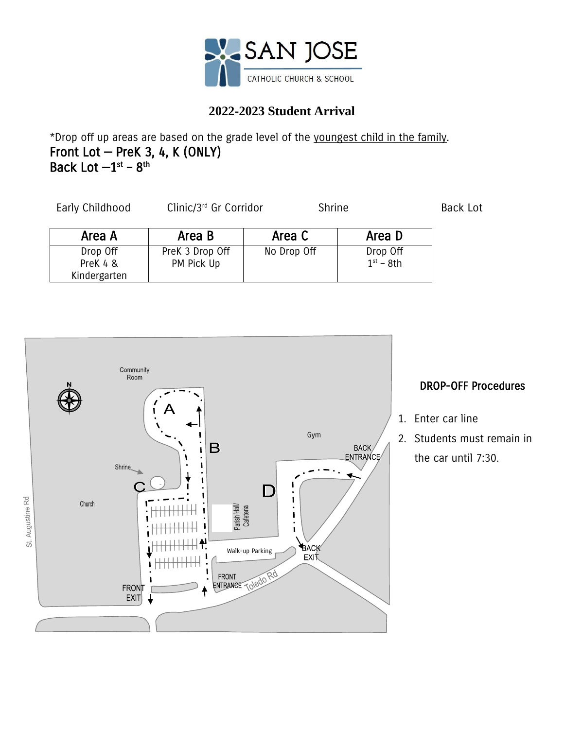SAN JOSE

CATHOLIC CHURCH & SCHOOL

## 2022-2023 Student Arrival

*Drop off up areas are based on the grade level of the youngest child in the family.

**Front Lot – PreK 3, 4, K (ONLY)**

**Back Lot –1st – 8th**

| Early Childhood | Clinic/3rd Gr Corridor | Shrine | Back Lot |
|---|---|---|---|
| **Area A** | **Area B** | **Area C** | **Area D** |
| Drop Off PreK 4 & Kindergarten | PreK 3 Drop Off PM Pick Up | No Drop Off | Drop Off 1st – 8th |

Community Room

N

A

B

Shrine

C

Church

St. Augustine Rd

Gym

BACK ENTRANCE

D

Parish Hall/ Cafeteria

Walk-up Parking

BACK EXIT

FRONT ENTRANCE

Toledo Rd

FRONT EXIT

### DROP-OFF Procedures

1. Enter car line
2. Students must remain in the car until 7:30.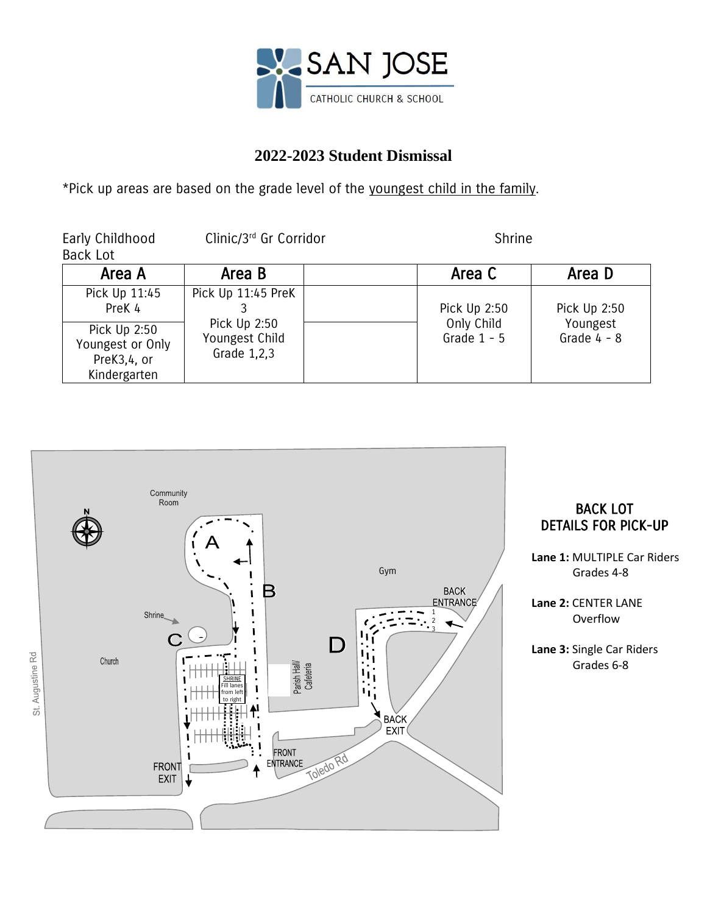SAN JOSE
CATHOLIC CHURCH & SCHOOL

# 2022-2023 Student Dismissal

*Pick up areas are based on the grade level of the youngest child in the family.

| Early Childhood Back Lot | Clinic/3rd Gr Corridor | | Shrine | |
|---|---|---|---|---|
| **Area A** | **Area B** | | **Area C** | **Area D** |
| Pick Up 11:45 PreK 4 | Pick Up 11:45 PreK 3 | | Pick Up 2:50 Only Child Grade 1 - 5 | Pick Up 2:50 Youngest Grade 4 - 8 |
| Pick Up 2:50 Youngest or Only PreK3,4, or Kindergarten | Pick Up 2:50 Youngest Child Grade 1,2,3 | | | |

Community Room
A
B
Gym
BACK ENTRANCE
1
2
3
Shrine
C
D
Church
St. Augustine Rd
SHRINE Fill lanes from left to right
Parish Hall/ Cafeteria
BACK EXIT
FRONT ENTRANCE
FRONT EXIT
Toledo Rd

## BACK LOT DETAILS FOR PICK-UP

**Lane 1:** MULTIPLE Car Riders Grades 4-8

**Lane 2:** CENTER LANE Overflow

**Lane 3:** Single Car Riders Grades 6-8